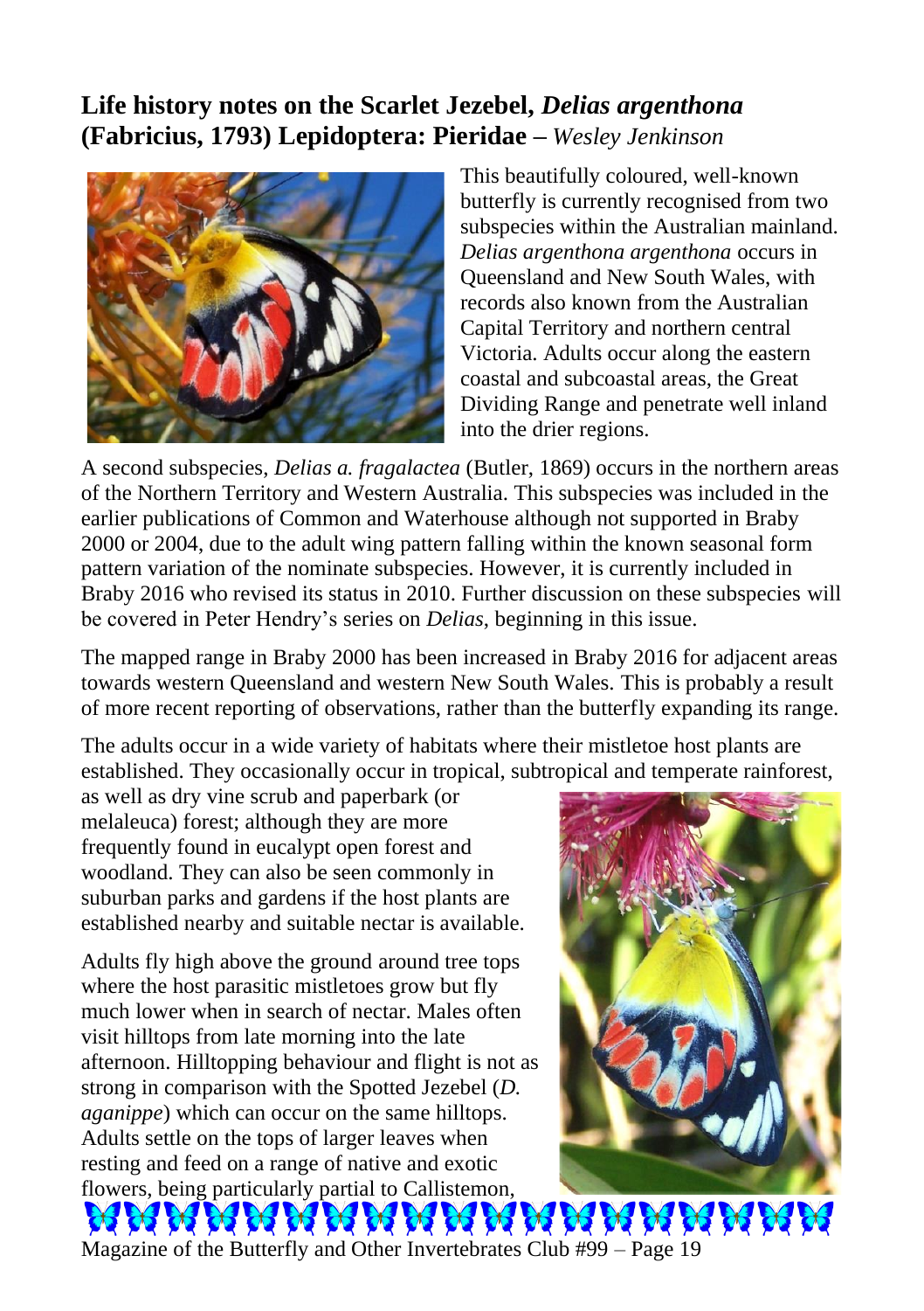# Life history notes on the Scarlet Jezebel, *Delias argenthona* (Fabricius, 1793) Lepidoptera: Pieridae – *Wesley Jenkinson*

This beautifully coloured, well-known butterfly is currently recognised from two subspecies within the Australian mainland. *Delias argenthona argenthona* occurs in Queensland and New South Wales, with records also known from the Australian Capital Territory and northern central Victoria. Adults occur along the eastern coastal and subcoastal areas, the Great Dividing Range and penetrate well inland into the drier regions.

A second subspecies, *Delias a. fragalactea* (Butler, 1869) occurs in the northern areas of the Northern Territory and Western Australia. This subspecies was included in the earlier publications of Common and Waterhouse although not supported in Braby 2000 or 2004, due to the adult wing pattern falling within the known seasonal form pattern variation of the nominate subspecies. However, it is currently included in Braby 2016 who revised its status in 2010. Further discussion on these subspecies will be covered in Peter Hendry's series on *Delias*, beginning in this issue.

The mapped range in Braby 2000 has been increased in Braby 2016 for adjacent areas towards western Queensland and western New South Wales. This is probably a result of more recent reporting of observations, rather than the butterfly expanding its range.

The adults occur in a wide variety of habitats where their mistletoe host plants are established. They occasionally occur in tropical, subtropical and temperate rainforest, as well as dry vine scrub and paperbark (or melaleuca) forest; although they are more frequently found in eucalypt open forest and woodland. They can also be seen commonly in suburban parks and gardens if the host plants are established nearby and suitable nectar is available.

Adults fly high above the ground around tree tops where the host parasitic mistletoes grow but fly much lower when in search of nectar. Males often visit hilltops from late morning into the late afternoon. Hilltopping behaviour and flight is not as strong in comparison with the Spotted Jezebel (*D. aganippe*) which can occur on the same hilltops. Adults settle on the tops of larger leaves when resting and feed on a range of native and exotic flowers, being particularly partial to Callistemon,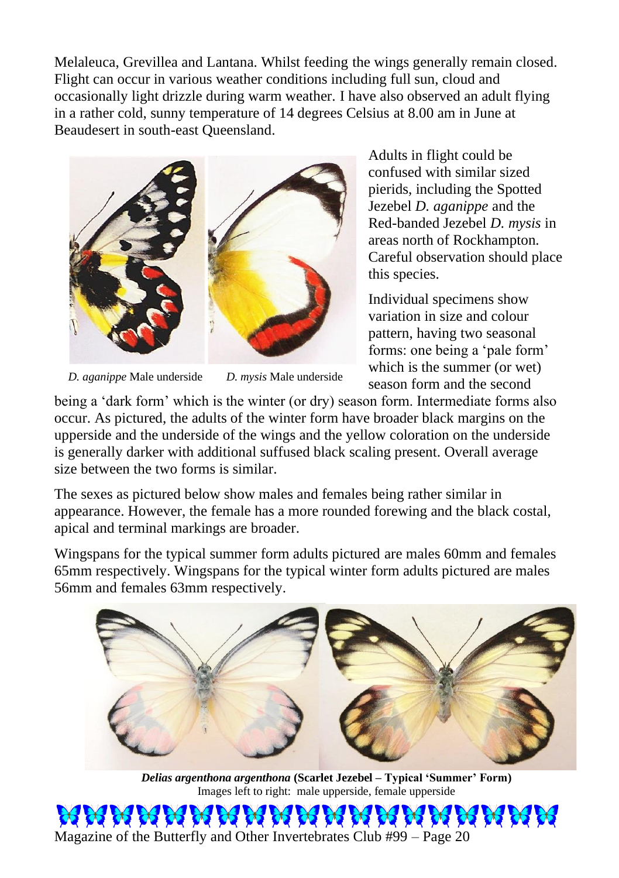Melaleuca, Grevillea and Lantana. Whilst feeding the wings generally remain closed. Flight can occur in various weather conditions including full sun, cloud and occasionally light drizzle during warm weather. I have also observed an adult flying in a rather cold, sunny temperature of 14 degrees Celsius at 8.00 am in June at Beaudesert in south-east Queensland.

*D. aganippe* Male underside  *D. mysis* Male underside

Adults in flight could be confused with similar sized pierids, including the Spotted Jezebel *D. aganippe* and the Red-banded Jezebel *D. mysis* in areas north of Rockhampton. Careful observation should place this species.

Individual specimens show variation in size and colour pattern, having two seasonal forms: one being a 'pale form' which is the summer (or wet) season form and the second being a 'dark form' which is the winter (or dry) season form. Intermediate forms also occur. As pictured, the adults of the winter form have broader black margins on the upperside and the underside of the wings and the yellow coloration on the underside is generally darker with additional suffused black scaling present. Overall average size between the two forms is similar.

The sexes as pictured below show males and females being rather similar in appearance. However, the female has a more rounded forewing and the black costal, apical and terminal markings are broader.

Wingspans for the typical summer form adults pictured are males 60mm and females 65mm respectively. Wingspans for the typical winter form adults pictured are males 56mm and females 63mm respectively.

***Delias argenthona argenthona* (Scarlet Jezebel – Typical 'Summer' Form)**
Images left to right: male upperside, female upperside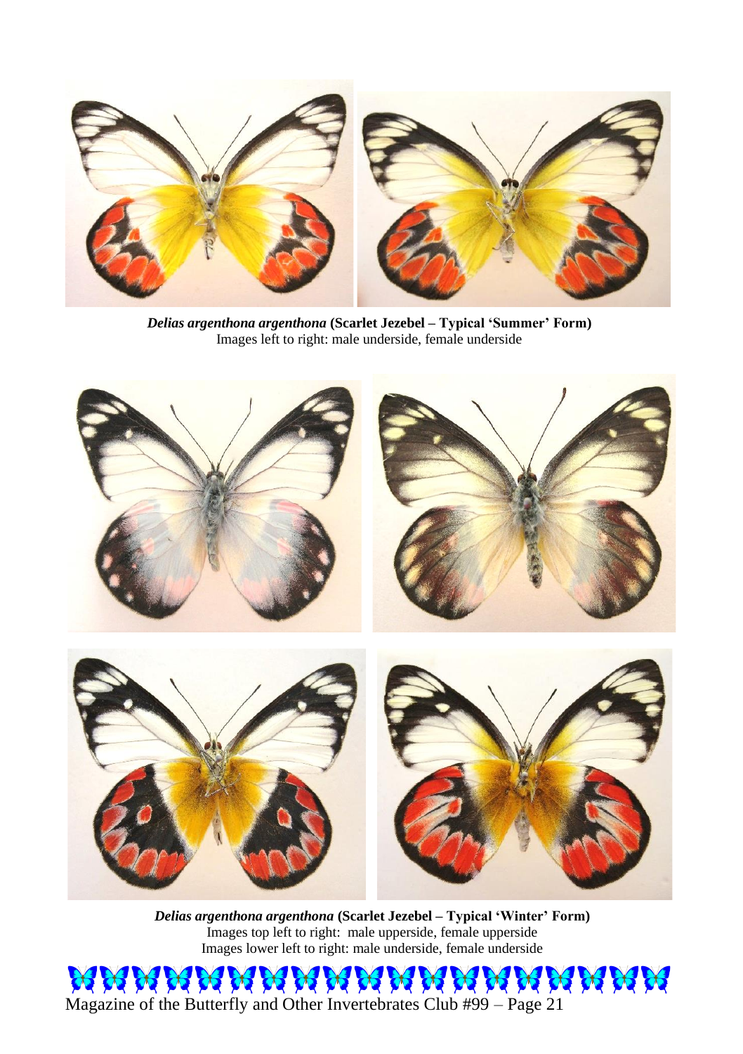***Delias argenthona argenthona*** **(Scarlet Jezebel – Typical 'Summer' Form)**
Images left to right: male underside, female underside

***Delias argenthona argenthona*** **(Scarlet Jezebel – Typical 'Winter' Form)**
Images top left to right: male upperside, female upperside
Images lower left to right: male underside, female underside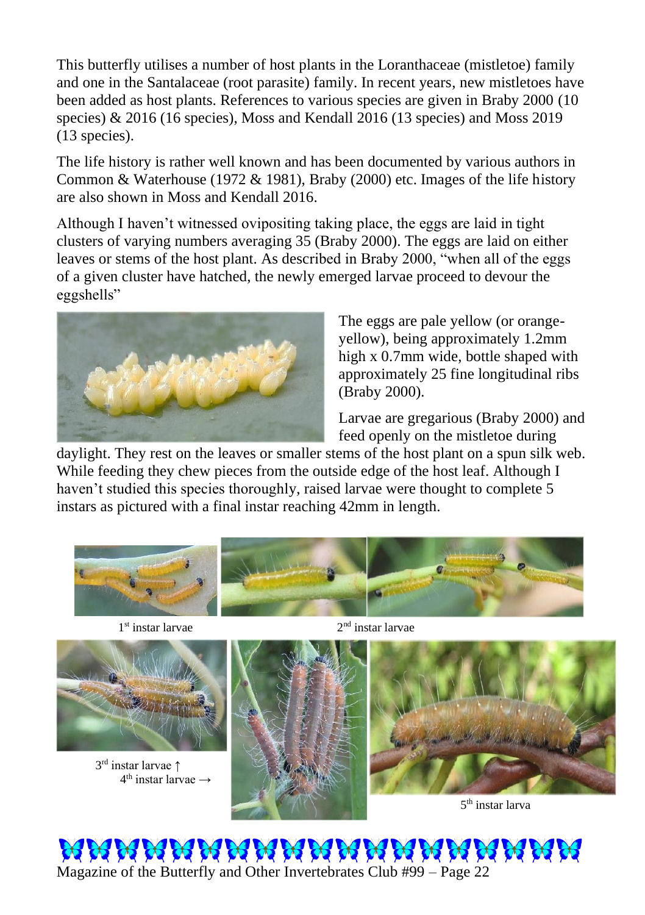This butterfly utilises a number of host plants in the Loranthaceae (mistletoe) family and one in the Santalaceae (root parasite) family. In recent years, new mistletoes have been added as host plants. References to various species are given in Braby 2000 (10 species) & 2016 (16 species), Moss and Kendall 2016 (13 species) and Moss 2019 (13 species).

The life history is rather well known and has been documented by various authors in Common & Waterhouse (1972 & 1981), Braby (2000) etc. Images of the life history are also shown in Moss and Kendall 2016.

Although I haven't witnessed ovipositing taking place, the eggs are laid in tight clusters of varying numbers averaging 35 (Braby 2000). The eggs are laid on either leaves or stems of the host plant. As described in Braby 2000, "when all of the eggs of a given cluster have hatched, the newly emerged larvae proceed to devour the eggshells"

The eggs are pale yellow (or orange-yellow), being approximately 1.2mm high x 0.7mm wide, bottle shaped with approximately 25 fine longitudinal ribs (Braby 2000).

Larvae are gregarious (Braby 2000) and feed openly on the mistletoe during daylight. They rest on the leaves or smaller stems of the host plant on a spun silk web. While feeding they chew pieces from the outside edge of the host leaf. Although I haven't studied this species thoroughly, raised larvae were thought to complete 5 instars as pictured with a final instar reaching 42mm in length.

1st instar larvae

2nd instar larvae

3rd instar larvae ↑
4th instar larvae →

5th instar larva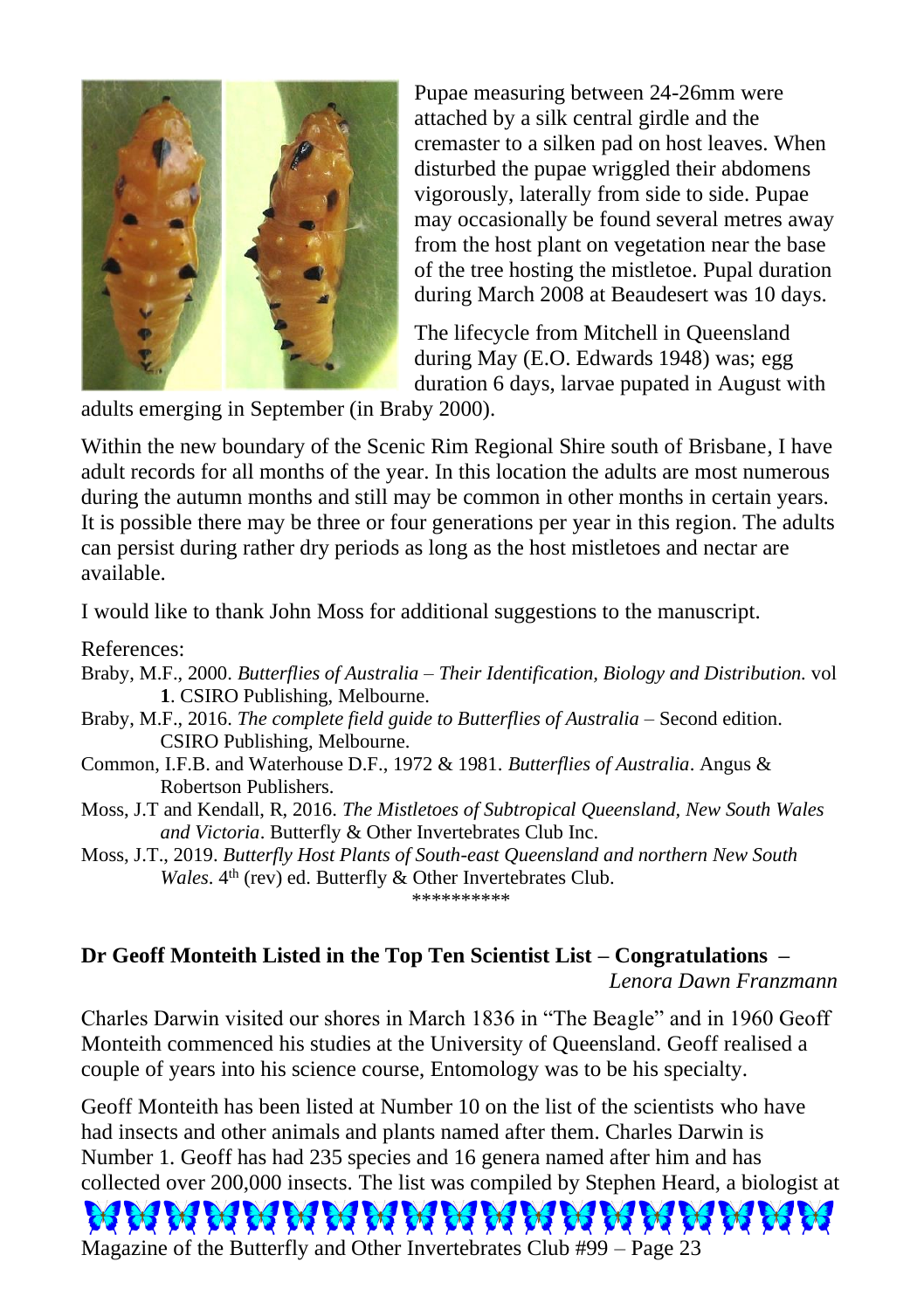Pupae measuring between 24-26mm were attached by a silk central girdle and the cremaster to a silken pad on host leaves. When disturbed the pupae wriggled their abdomens vigorously, laterally from side to side. Pupae may occasionally be found several metres away from the host plant on vegetation near the base of the tree hosting the mistletoe. Pupal duration during March 2008 at Beaudesert was 10 days.

The lifecycle from Mitchell in Queensland during May (E.O. Edwards 1948) was; egg duration 6 days, larvae pupated in August with adults emerging in September (in Braby 2000).

Within the new boundary of the Scenic Rim Regional Shire south of Brisbane, I have adult records for all months of the year. In this location the adults are most numerous during the autumn months and still may be common in other months in certain years. It is possible there may be three or four generations per year in this region. The adults can persist during rather dry periods as long as the host mistletoes and nectar are available.

I would like to thank John Moss for additional suggestions to the manuscript.

References:

Braby, M.F., 2000. *Butterflies of Australia – Their Identification, Biology and Distribution.* vol **1**. CSIRO Publishing, Melbourne.

Braby, M.F., 2016. *The complete field guide to Butterflies of Australia* – Second edition. CSIRO Publishing, Melbourne.

Common, I.F.B. and Waterhouse D.F., 1972 & 1981. *Butterflies of Australia*. Angus & Robertson Publishers.

Moss, J.T and Kendall, R, 2016. *The Mistletoes of Subtropical Queensland, New South Wales and Victoria*. Butterfly & Other Invertebrates Club Inc.

Moss, J.T., 2019. *Butterfly Host Plants of South-east Queensland and northern New South Wales*. 4th (rev) ed. Butterfly & Other Invertebrates Club.

**********

## Dr Geoff Monteith Listed in the Top Ten Scientist List – Congratulations –

*Lenora Dawn Franzmann*

Charles Darwin visited our shores in March 1836 in "The Beagle" and in 1960 Geoff Monteith commenced his studies at the University of Queensland. Geoff realised a couple of years into his science course, Entomology was to be his specialty.

Geoff Monteith has been listed at Number 10 on the list of the scientists who have had insects and other animals and plants named after them. Charles Darwin is Number 1. Geoff has had 235 species and 16 genera named after him and has collected over 200,000 insects. The list was compiled by Stephen Heard, a biologist at